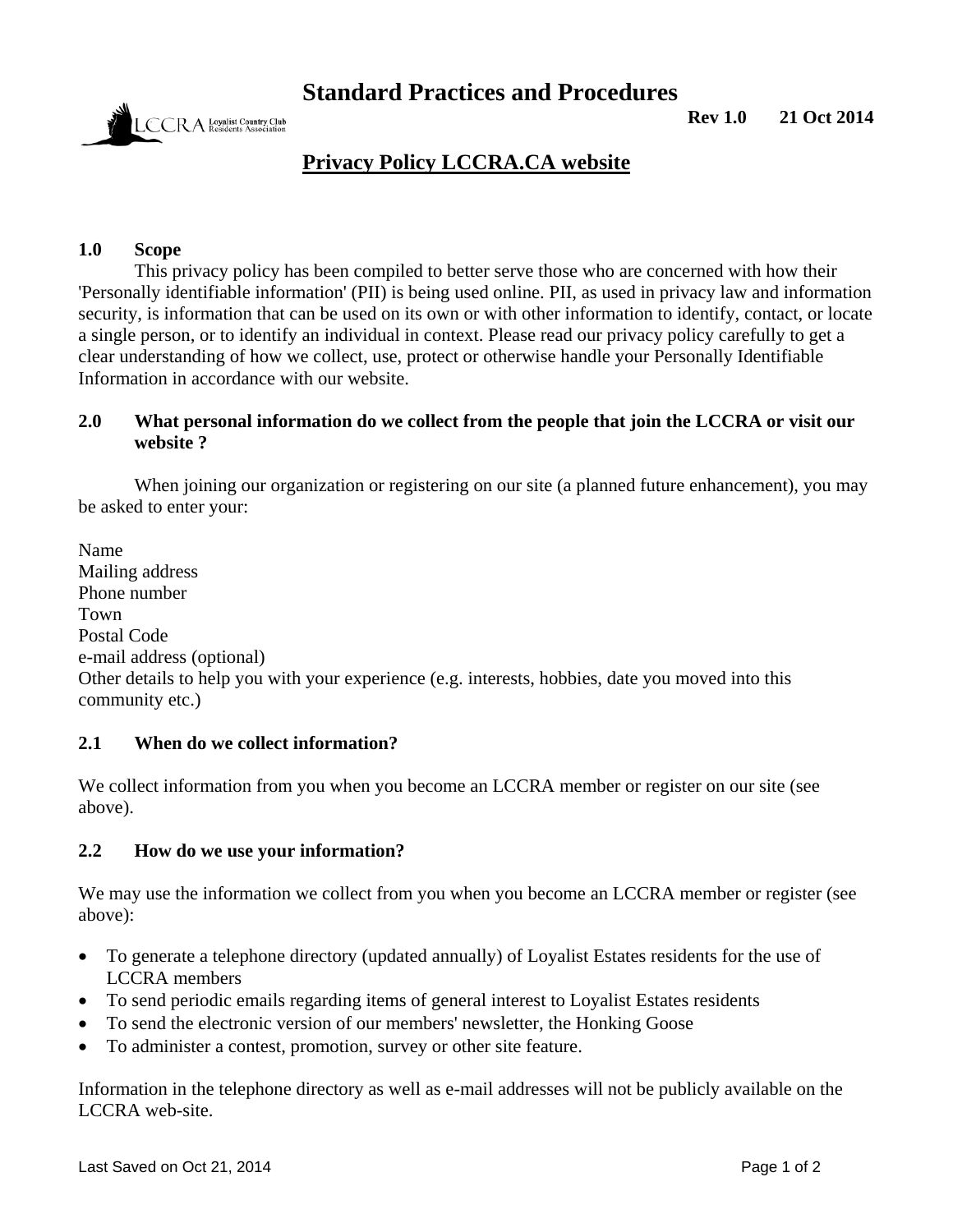# Standard Practices and Procedures

**Rev 1.0 21 Oct 2014**

## Privacy Policy LCCRA.CA website

### 1.0 Scope

This privacy policy has been compiled to better serve those who are concerned with how their 'Personally identifiable information' (PII) is being used online. PII, as used in privacy law and information security, is information that can be used on its own or with other information to identify, contact, or locate a single person, or to identify an individual in context. Please read our privacy policy carefully to get a clear understanding of how we collect, use, protect or otherwise handle your Personally Identifiable Information in accordance with our website.

### 2.0 What personal information do we collect from the people that join the LCCRA or visit our website ?

When joining our organization or registering on our site (a planned future enhancement), you may be asked to enter your:

Name
Mailing address
Phone number
Town
Postal Code
e-mail address (optional)
Other details to help you with your experience (e.g. interests, hobbies, date you moved into this community etc.)

### 2.1 When do we collect information?

We collect information from you when you become an LCCRA member or register on our site (see above).

### 2.2 How do we use your information?

We may use the information we collect from you when you become an LCCRA member or register (see above):

- To generate a telephone directory (updated annually) of Loyalist Estates residents for the use of LCCRA members
- To send periodic emails regarding items of general interest to Loyalist Estates residents
- To send the electronic version of our members' newsletter, the Honking Goose
- To administer a contest, promotion, survey or other site feature.

Information in the telephone directory as well as e-mail addresses will not be publicly available on the LCCRA web-site.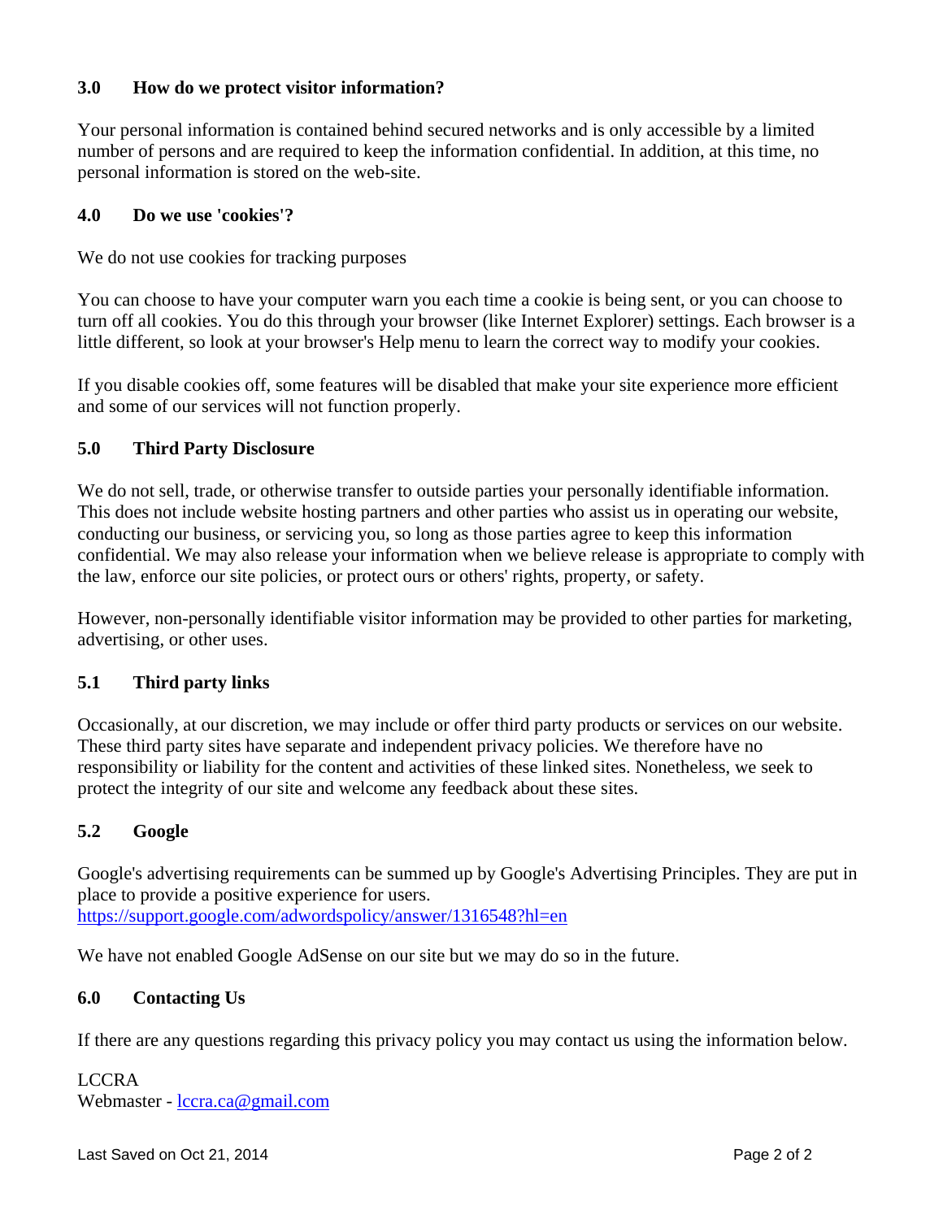### 3.0 How do we protect visitor information?

Your personal information is contained behind secured networks and is only accessible by a limited number of persons and are required to keep the information confidential. In addition, at this time, no personal information is stored on the web-site.

### 4.0 Do we use 'cookies'?

We do not use cookies for tracking purposes

You can choose to have your computer warn you each time a cookie is being sent, or you can choose to turn off all cookies. You do this through your browser (like Internet Explorer) settings. Each browser is a little different, so look at your browser's Help menu to learn the correct way to modify your cookies.

If you disable cookies off, some features will be disabled that make your site experience more efficient and some of our services will not function properly.

### 5.0 Third Party Disclosure

We do not sell, trade, or otherwise transfer to outside parties your personally identifiable information. This does not include website hosting partners and other parties who assist us in operating our website, conducting our business, or servicing you, so long as those parties agree to keep this information confidential. We may also release your information when we believe release is appropriate to comply with the law, enforce our site policies, or protect ours or others' rights, property, or safety.

However, non-personally identifiable visitor information may be provided to other parties for marketing, advertising, or other uses.

### 5.1 Third party links

Occasionally, at our discretion, we may include or offer third party products or services on our website. These third party sites have separate and independent privacy policies. We therefore have no responsibility or liability for the content and activities of these linked sites. Nonetheless, we seek to protect the integrity of our site and welcome any feedback about these sites.

### 5.2 Google

Google's advertising requirements can be summed up by Google's Advertising Principles. They are put in place to provide a positive experience for users.
https://support.google.com/adwordspolicy/answer/1316548?hl=en

We have not enabled Google AdSense on our site but we may do so in the future.

### 6.0 Contacting Us

If there are any questions regarding this privacy policy you may contact us using the information below.

LCCRA
Webmaster - lccra.ca@gmail.com

Last Saved on Oct 21, 2014